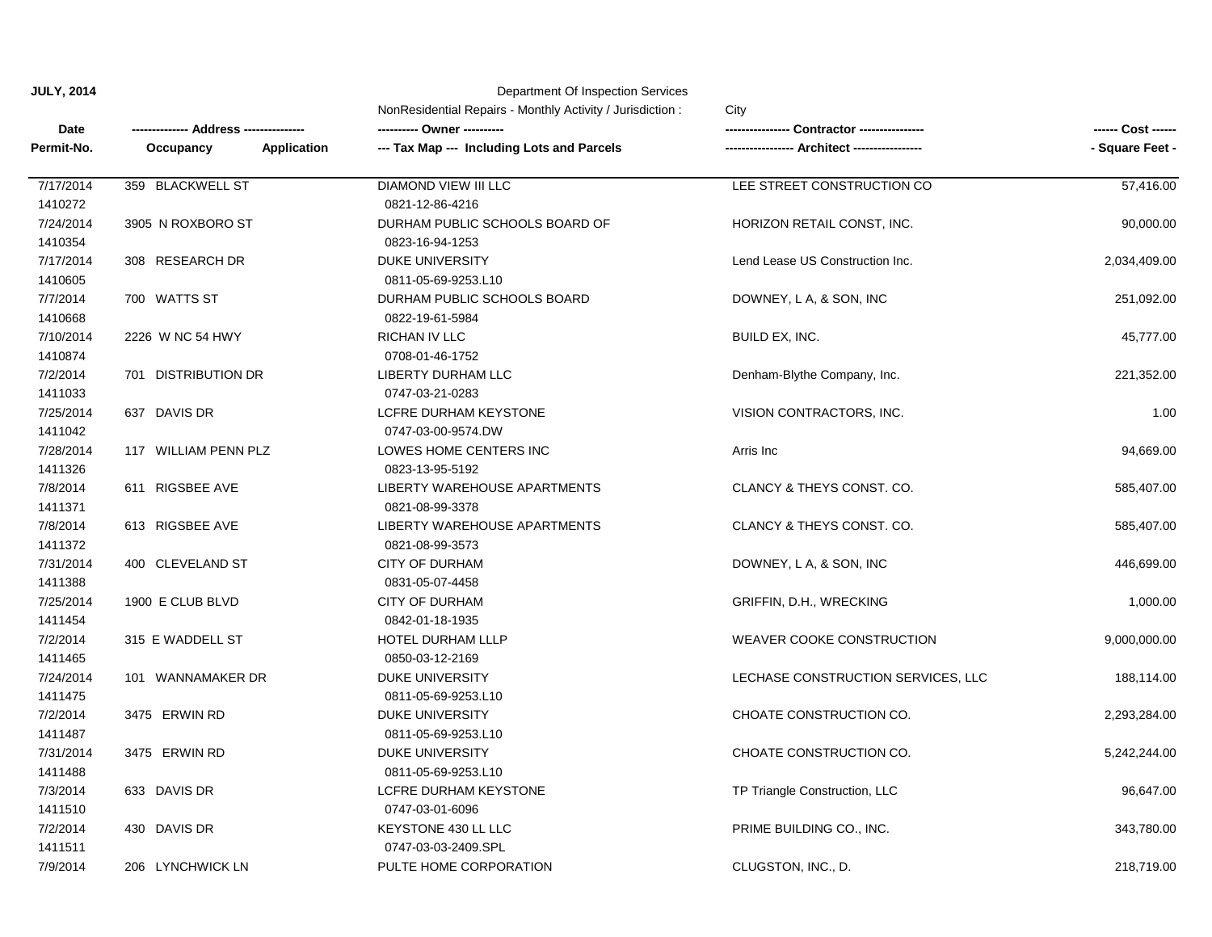**JULY, 2014**

Department Of Inspection Services

NonResidential Repairs - Monthly Activity / Jurisdiction : City

| Date / Permit-No. | Address / Occupancy / Application | Owner / Tax Map --- Including Lots and Parcels | Contractor / Architect | Cost / Square Feet |
|---|---|---|---|---|
| 7/17/2014 1410272 | 359 BLACKWELL ST | DIAMOND VIEW III LLC 0821-12-86-4216 | LEE STREET CONSTRUCTION CO | 57,416.00 |
| 7/24/2014 1410354 | 3905 N ROXBORO ST | DURHAM PUBLIC SCHOOLS BOARD OF 0823-16-94-1253 | HORIZON RETAIL CONST, INC. | 90,000.00 |
| 7/17/2014 1410605 | 308 RESEARCH DR | DUKE UNIVERSITY 0811-05-69-9253.L10 | Lend Lease US Construction Inc. | 2,034,409.00 |
| 7/7/2014 1410668 | 700 WATTS ST | DURHAM PUBLIC SCHOOLS BOARD 0822-19-61-5984 | DOWNEY, L A, & SON, INC | 251,092.00 |
| 7/10/2014 1410874 | 2226 W NC 54 HWY | RICHAN IV LLC 0708-01-46-1752 | BUILD EX, INC. | 45,777.00 |
| 7/2/2014 1411033 | 701 DISTRIBUTION DR | LIBERTY DURHAM LLC 0747-03-21-0283 | Denham-Blythe Company, Inc. | 221,352.00 |
| 7/25/2014 1411042 | 637 DAVIS DR | LCFRE DURHAM KEYSTONE 0747-03-00-9574.DW | VISION CONTRACTORS, INC. | 1.00 |
| 7/28/2014 1411326 | 117 WILLIAM PENN PLZ | LOWES HOME CENTERS INC 0823-13-95-5192 | Arris Inc | 94,669.00 |
| 7/8/2014 1411371 | 611 RIGSBEE AVE | LIBERTY WAREHOUSE APARTMENTS 0821-08-99-3378 | CLANCY & THEYS CONST. CO. | 585,407.00 |
| 7/8/2014 1411372 | 613 RIGSBEE AVE | LIBERTY WAREHOUSE APARTMENTS 0821-08-99-3573 | CLANCY & THEYS CONST. CO. | 585,407.00 |
| 7/31/2014 1411388 | 400 CLEVELAND ST | CITY OF DURHAM 0831-05-07-4458 | DOWNEY, L A, & SON, INC | 446,699.00 |
| 7/25/2014 1411454 | 1900 E CLUB BLVD | CITY OF DURHAM 0842-01-18-1935 | GRIFFIN, D.H., WRECKING | 1,000.00 |
| 7/2/2014 1411465 | 315 E WADDELL ST | HOTEL DURHAM LLLP 0850-03-12-2169 | WEAVER COOKE CONSTRUCTION | 9,000,000.00 |
| 7/24/2014 1411475 | 101 WANNAMAKER DR | DUKE UNIVERSITY 0811-05-69-9253.L10 | LECHASE CONSTRUCTION SERVICES, LLC | 188,114.00 |
| 7/2/2014 1411487 | 3475 ERWIN RD | DUKE UNIVERSITY 0811-05-69-9253.L10 | CHOATE CONSTRUCTION CO. | 2,293,284.00 |
| 7/31/2014 1411488 | 3475 ERWIN RD | DUKE UNIVERSITY 0811-05-69-9253.L10 | CHOATE CONSTRUCTION CO. | 5,242,244.00 |
| 7/3/2014 1411510 | 633 DAVIS DR | LCFRE DURHAM KEYSTONE 0747-03-01-6096 | TP Triangle Construction, LLC | 96,647.00 |
| 7/2/2014 1411511 | 430 DAVIS DR | KEYSTONE 430 LL LLC 0747-03-03-2409.SPL | PRIME BUILDING CO., INC. | 343,780.00 |
| 7/9/2014 | 206 LYNCHWICK LN | PULTE HOME CORPORATION | CLUGSTON, INC., D. | 218,719.00 |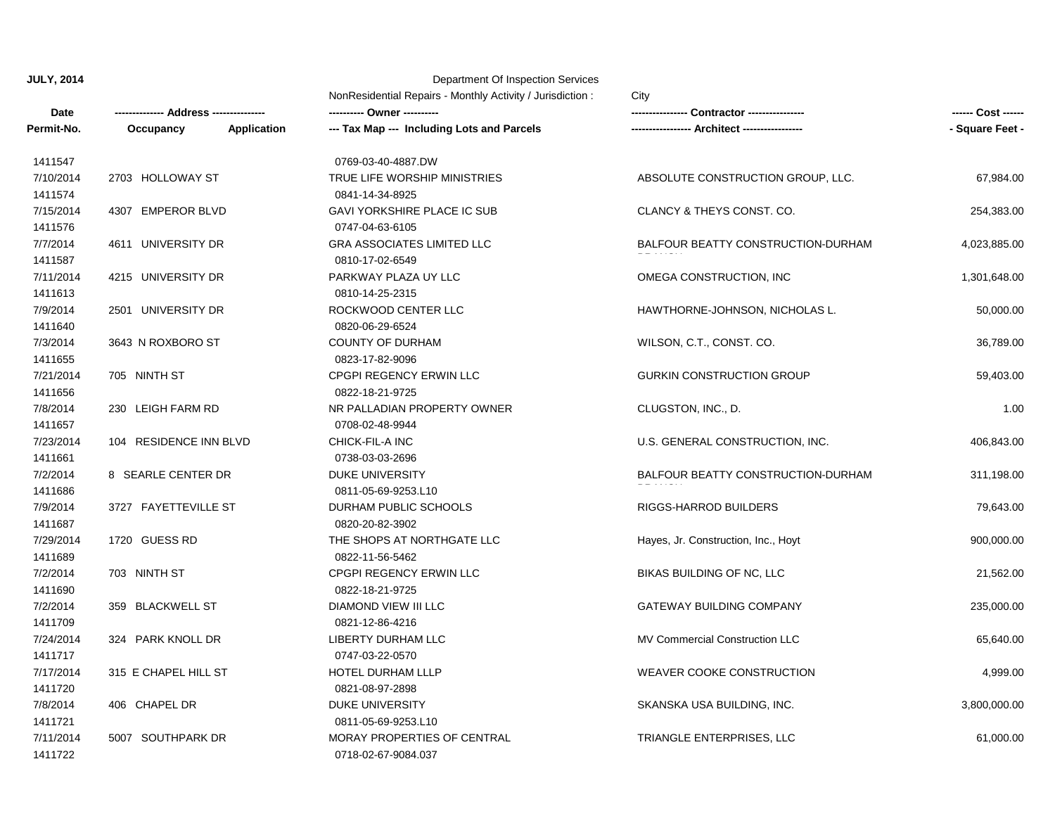**JULY, 2014**

Department Of Inspection Services

NonResidential Repairs - Monthly Activity / Jurisdiction : City

| Date<br>Permit-No. | -------------- Address --------------<br>Occupancy Application | ---------- Owner ----------<br>--- Tax Map --- Including Lots and Parcels | ---------------- Contractor ----------------<br>----------------- Architect ----------------- | ------ Cost ------<br>- Square Feet - |
|---|---|---|---|---|
| 1411547 | | 0769-03-40-4887.DW | | |
| 7/10/2014 | 2703 HOLLOWAY ST | TRUE LIFE WORSHIP MINISTRIES | ABSOLUTE CONSTRUCTION GROUP, LLC. | 67,984.00 |
| 1411574 | | 0841-14-34-8925 | | |
| 7/15/2014 | 4307 EMPEROR BLVD | GAVI YORKSHIRE PLACE IC SUB | CLANCY & THEYS CONST. CO. | 254,383.00 |
| 1411576 | | 0747-04-63-6105 | | |
| 7/7/2014 | 4611 UNIVERSITY DR | GRA ASSOCIATES LIMITED LLC | BALFOUR BEATTY CONSTRUCTION-DURHAM BRANCH | 4,023,885.00 |
| 1411587 | | 0810-17-02-6549 | | |
| 7/11/2014 | 4215 UNIVERSITY DR | PARKWAY PLAZA UY LLC | OMEGA CONSTRUCTION, INC | 1,301,648.00 |
| 1411613 | | 0810-14-25-2315 | | |
| 7/9/2014 | 2501 UNIVERSITY DR | ROCKWOOD CENTER LLC | HAWTHORNE-JOHNSON, NICHOLAS L. | 50,000.00 |
| 1411640 | | 0820-06-29-6524 | | |
| 7/3/2014 | 3643 N ROXBORO ST | COUNTY OF DURHAM | WILSON, C.T., CONST. CO. | 36,789.00 |
| 1411655 | | 0823-17-82-9096 | | |
| 7/21/2014 | 705 NINTH ST | CPGPI REGENCY ERWIN LLC | GURKIN CONSTRUCTION GROUP | 59,403.00 |
| 1411656 | | 0822-18-21-9725 | | |
| 7/8/2014 | 230 LEIGH FARM RD | NR PALLADIAN PROPERTY OWNER | CLUGSTON, INC., D. | 1.00 |
| 1411657 | | 0708-02-48-9944 | | |
| 7/23/2014 | 104 RESIDENCE INN BLVD | CHICK-FIL-A INC | U.S. GENERAL CONSTRUCTION, INC. | 406,843.00 |
| 1411661 | | 0738-03-03-2696 | | |
| 7/2/2014 | 8 SEARLE CENTER DR | DUKE UNIVERSITY | BALFOUR BEATTY CONSTRUCTION-DURHAM BRANCH | 311,198.00 |
| 1411686 | | 0811-05-69-9253.L10 | | |
| 7/9/2014 | 3727 FAYETTEVILLE ST | DURHAM PUBLIC SCHOOLS | RIGGS-HARROD BUILDERS | 79,643.00 |
| 1411687 | | 0820-20-82-3902 | | |
| 7/29/2014 | 1720 GUESS RD | THE SHOPS AT NORTHGATE LLC | Hayes, Jr. Construction, Inc., Hoyt | 900,000.00 |
| 1411689 | | 0822-11-56-5462 | | |
| 7/2/2014 | 703 NINTH ST | CPGPI REGENCY ERWIN LLC | BIKAS BUILDING OF NC, LLC | 21,562.00 |
| 1411690 | | 0822-18-21-9725 | | |
| 7/2/2014 | 359 BLACKWELL ST | DIAMOND VIEW III LLC | GATEWAY BUILDING COMPANY | 235,000.00 |
| 1411709 | | 0821-12-86-4216 | | |
| 7/24/2014 | 324 PARK KNOLL DR | LIBERTY DURHAM LLC | MV Commercial Construction LLC | 65,640.00 |
| 1411717 | | 0747-03-22-0570 | | |
| 7/17/2014 | 315 E CHAPEL HILL ST | HOTEL DURHAM LLLP | WEAVER COOKE CONSTRUCTION | 4,999.00 |
| 1411720 | | 0821-08-97-2898 | | |
| 7/8/2014 | 406 CHAPEL DR | DUKE UNIVERSITY | SKANSKA USA BUILDING, INC. | 3,800,000.00 |
| 1411721 | | 0811-05-69-9253.L10 | | |
| 7/11/2014 | 5007 SOUTHPARK DR | MORAY PROPERTIES OF CENTRAL | TRIANGLE ENTERPRISES, LLC | 61,000.00 |
| 1411722 | | 0718-02-67-9084.037 | | |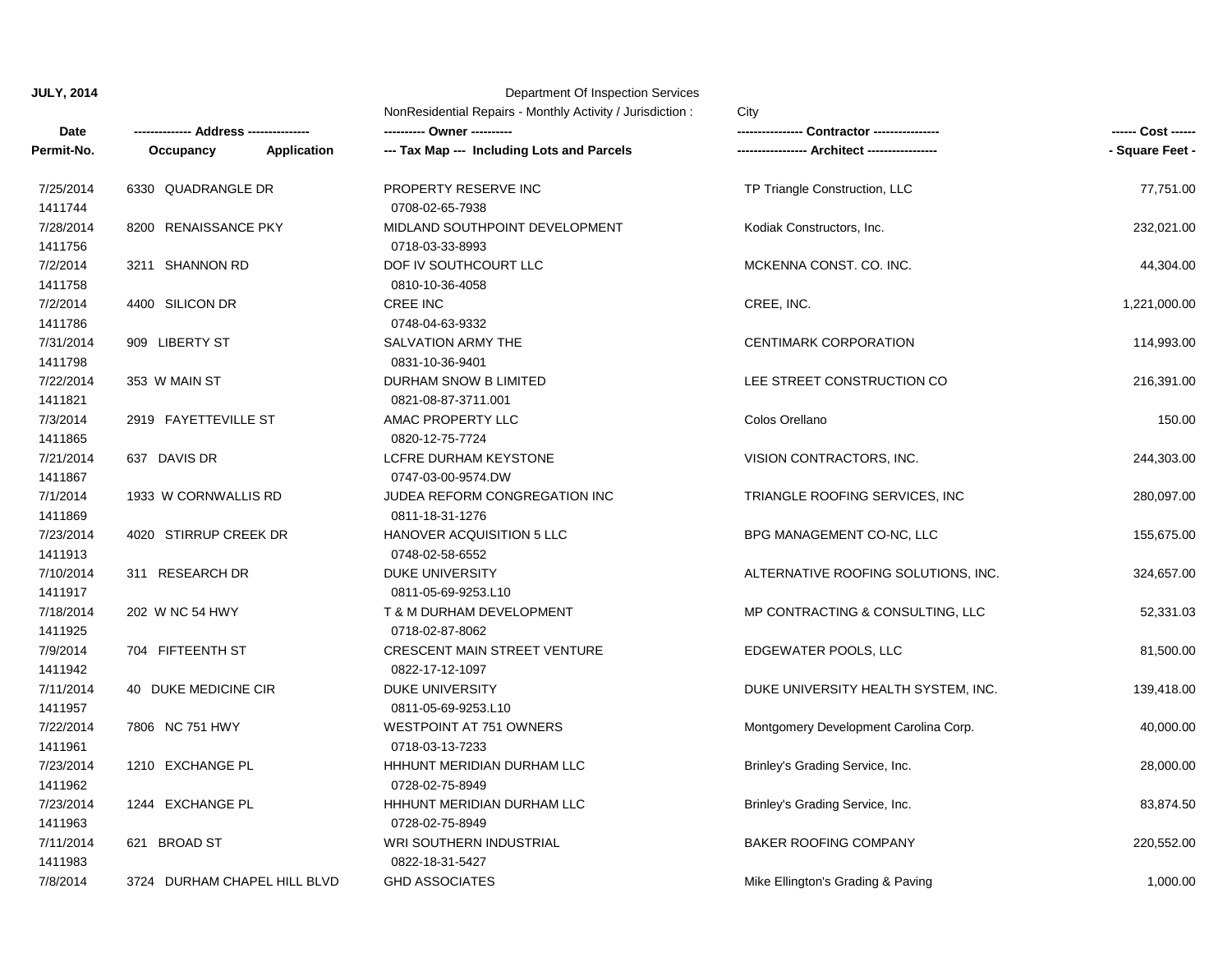**JULY, 2014**

Department Of Inspection Services

NonResidential Repairs - Monthly Activity / Jurisdiction : City

| Date / Permit-No. | Address / Occupancy / Application | Owner / Tax Map (Including Lots and Parcels) | Contractor / Architect | Cost / Square Feet |
|---|---|---|---|---|
| 7/25/2014<br>1411744 | 6330 QUADRANGLE DR | PROPERTY RESERVE INC<br>0708-02-65-7938 | TP Triangle Construction, LLC | 77,751.00 |
| 7/28/2014<br>1411756 | 8200 RENAISSANCE PKY | MIDLAND SOUTHPOINT DEVELOPMENT<br>0718-03-33-8993 | Kodiak Constructors, Inc. | 232,021.00 |
| 7/2/2014<br>1411758 | 3211 SHANNON RD | DOF IV SOUTHCOURT LLC<br>0810-10-36-4058 | MCKENNA CONST. CO. INC. | 44,304.00 |
| 7/2/2014<br>1411786 | 4400 SILICON DR | CREE INC<br>0748-04-63-9332 | CREE, INC. | 1,221,000.00 |
| 7/31/2014<br>1411798 | 909 LIBERTY ST | SALVATION ARMY THE<br>0831-10-36-9401 | CENTIMARK CORPORATION | 114,993.00 |
| 7/22/2014<br>1411821 | 353 W MAIN ST | DURHAM SNOW B LIMITED<br>0821-08-87-3711.001 | LEE STREET CONSTRUCTION CO | 216,391.00 |
| 7/3/2014<br>1411865 | 2919 FAYETTEVILLE ST | AMAC PROPERTY LLC<br>0820-12-75-7724 | Colos Orellano | 150.00 |
| 7/21/2014<br>1411867 | 637 DAVIS DR | LCFRE DURHAM KEYSTONE<br>0747-03-00-9574.DW | VISION CONTRACTORS, INC. | 244,303.00 |
| 7/1/2014<br>1411869 | 1933 W CORNWALLIS RD | JUDEA REFORM CONGREGATION INC<br>0811-18-31-1276 | TRIANGLE ROOFING SERVICES, INC | 280,097.00 |
| 7/23/2014<br>1411913 | 4020 STIRRUP CREEK DR | HANOVER ACQUISITION 5 LLC<br>0748-02-58-6552 | BPG MANAGEMENT CO-NC, LLC | 155,675.00 |
| 7/10/2014<br>1411917 | 311 RESEARCH DR | DUKE UNIVERSITY<br>0811-05-69-9253.L10 | ALTERNATIVE ROOFING SOLUTIONS, INC. | 324,657.00 |
| 7/18/2014<br>1411925 | 202 W NC 54 HWY | T & M DURHAM DEVELOPMENT<br>0718-02-87-8062 | MP CONTRACTING & CONSULTING, LLC | 52,331.03 |
| 7/9/2014<br>1411942 | 704 FIFTEENTH ST | CRESCENT MAIN STREET VENTURE<br>0822-17-12-1097 | EDGEWATER POOLS, LLC | 81,500.00 |
| 7/11/2014<br>1411957 | 40 DUKE MEDICINE CIR | DUKE UNIVERSITY<br>0811-05-69-9253.L10 | DUKE UNIVERSITY HEALTH SYSTEM, INC. | 139,418.00 |
| 7/22/2014<br>1411961 | 7806 NC 751 HWY | WESTPOINT AT 751 OWNERS<br>0718-03-13-7233 | Montgomery Development Carolina Corp. | 40,000.00 |
| 7/23/2014<br>1411962 | 1210 EXCHANGE PL | HHHUNT MERIDIAN DURHAM LLC<br>0728-02-75-8949 | Brinley's Grading Service, Inc. | 28,000.00 |
| 7/23/2014<br>1411963 | 1244 EXCHANGE PL | HHHUNT MERIDIAN DURHAM LLC<br>0728-02-75-8949 | Brinley's Grading Service, Inc. | 83,874.50 |
| 7/11/2014<br>1411983 | 621 BROAD ST | WRI SOUTHERN INDUSTRIAL<br>0822-18-31-5427 | BAKER ROOFING COMPANY | 220,552.00 |
| 7/8/2014 | 3724 DURHAM CHAPEL HILL BLVD | GHD ASSOCIATES | Mike Ellington's Grading & Paving | 1,000.00 |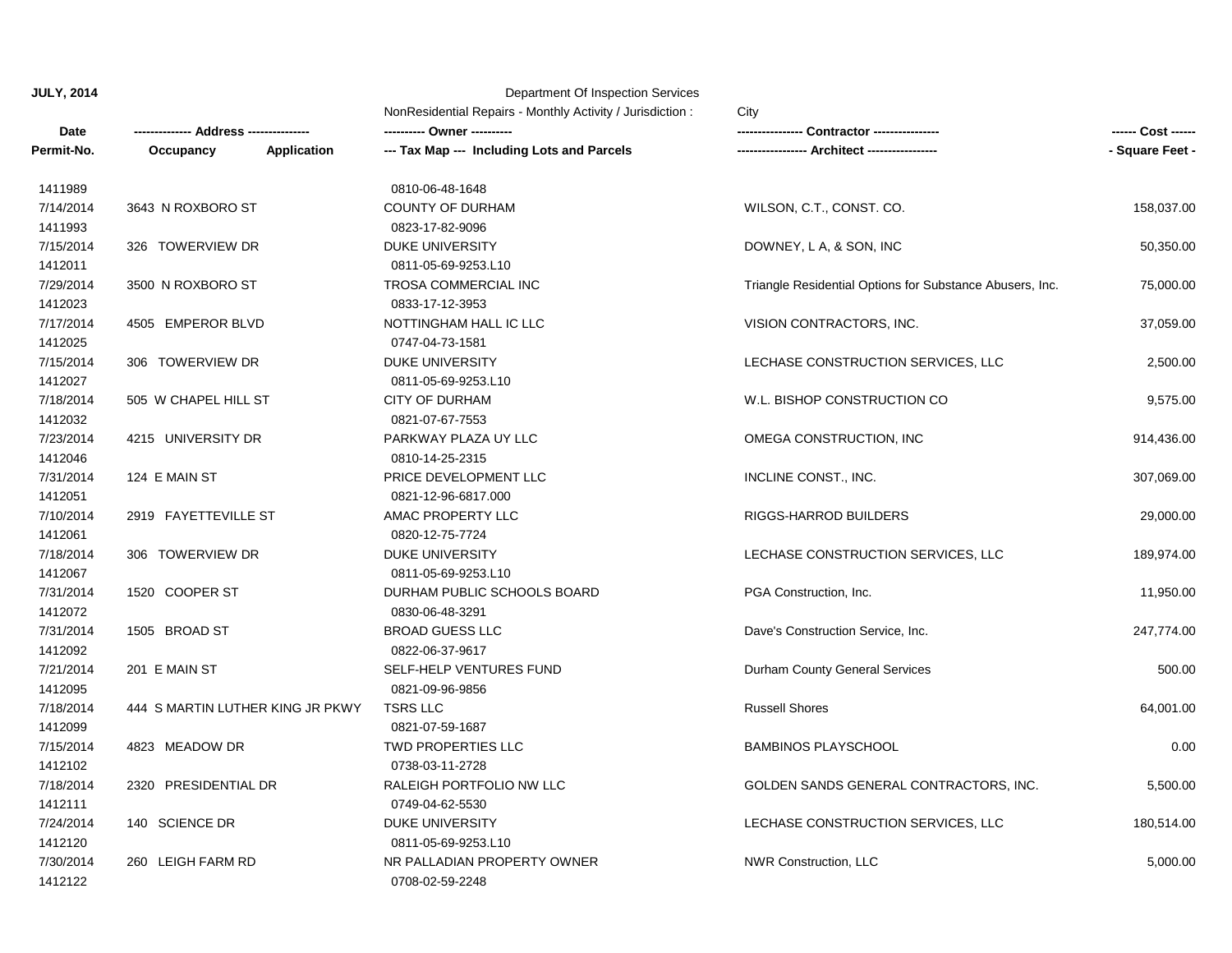**JULY, 2014**

Department Of Inspection Services

NonResidential Repairs - Monthly Activity / Jurisdiction : City

| Date / Permit-No. | Address / Occupancy / Application | Owner / Tax Map --- Including Lots and Parcels | Contractor / Architect | Cost / Square Feet |
|---|---|---|---|---|
| 1411989 | | 0810-06-48-1648 | | |
| 7/14/2014 | 3643 N ROXBORO ST | COUNTY OF DURHAM | WILSON, C.T., CONST. CO. | 158,037.00 |
| 1411993 | | 0823-17-82-9096 | | |
| 7/15/2014 | 326 TOWERVIEW DR | DUKE UNIVERSITY | DOWNEY, L A, & SON, INC | 50,350.00 |
| 1412011 | | 0811-05-69-9253.L10 | | |
| 7/29/2014 | 3500 N ROXBORO ST | TROSA COMMERCIAL INC | Triangle Residential Options for Substance Abusers, Inc. | 75,000.00 |
| 1412023 | | 0833-17-12-3953 | | |
| 7/17/2014 | 4505 EMPEROR BLVD | NOTTINGHAM HALL IC LLC | VISION CONTRACTORS, INC. | 37,059.00 |
| 1412025 | | 0747-04-73-1581 | | |
| 7/15/2014 | 306 TOWERVIEW DR | DUKE UNIVERSITY | LECHASE CONSTRUCTION SERVICES, LLC | 2,500.00 |
| 1412027 | | 0811-05-69-9253.L10 | | |
| 7/18/2014 | 505 W CHAPEL HILL ST | CITY OF DURHAM | W.L. BISHOP CONSTRUCTION CO | 9,575.00 |
| 1412032 | | 0821-07-67-7553 | | |
| 7/23/2014 | 4215 UNIVERSITY DR | PARKWAY PLAZA UY LLC | OMEGA CONSTRUCTION, INC | 914,436.00 |
| 1412046 | | 0810-14-25-2315 | | |
| 7/31/2014 | 124 E MAIN ST | PRICE DEVELOPMENT LLC | INCLINE CONST., INC. | 307,069.00 |
| 1412051 | | 0821-12-96-6817.000 | | |
| 7/10/2014 | 2919 FAYETTEVILLE ST | AMAC PROPERTY LLC | RIGGS-HARROD BUILDERS | 29,000.00 |
| 1412061 | | 0820-12-75-7724 | | |
| 7/18/2014 | 306 TOWERVIEW DR | DUKE UNIVERSITY | LECHASE CONSTRUCTION SERVICES, LLC | 189,974.00 |
| 1412067 | | 0811-05-69-9253.L10 | | |
| 7/31/2014 | 1520 COOPER ST | DURHAM PUBLIC SCHOOLS BOARD | PGA Construction, Inc. | 11,950.00 |
| 1412072 | | 0830-06-48-3291 | | |
| 7/31/2014 | 1505 BROAD ST | BROAD GUESS LLC | Dave's Construction Service, Inc. | 247,774.00 |
| 1412092 | | 0822-06-37-9617 | | |
| 7/21/2014 | 201 E MAIN ST | SELF-HELP VENTURES FUND | Durham County General Services | 500.00 |
| 1412095 | | 0821-09-96-9856 | | |
| 7/18/2014 | 444 S MARTIN LUTHER KING JR PKWY | TSRS LLC | Russell Shores | 64,001.00 |
| 1412099 | | 0821-07-59-1687 | | |
| 7/15/2014 | 4823 MEADOW DR | TWD PROPERTIES LLC | BAMBINOS PLAYSCHOOL | 0.00 |
| 1412102 | | 0738-03-11-2728 | | |
| 7/18/2014 | 2320 PRESIDENTIAL DR | RALEIGH PORTFOLIO NW LLC | GOLDEN SANDS GENERAL CONTRACTORS, INC. | 5,500.00 |
| 1412111 | | 0749-04-62-5530 | | |
| 7/24/2014 | 140 SCIENCE DR | DUKE UNIVERSITY | LECHASE CONSTRUCTION SERVICES, LLC | 180,514.00 |
| 1412120 | | 0811-05-69-9253.L10 | | |
| 7/30/2014 | 260 LEIGH FARM RD | NR PALLADIAN PROPERTY OWNER | NWR Construction, LLC | 5,000.00 |
| 1412122 | | 0708-02-59-2248 | | |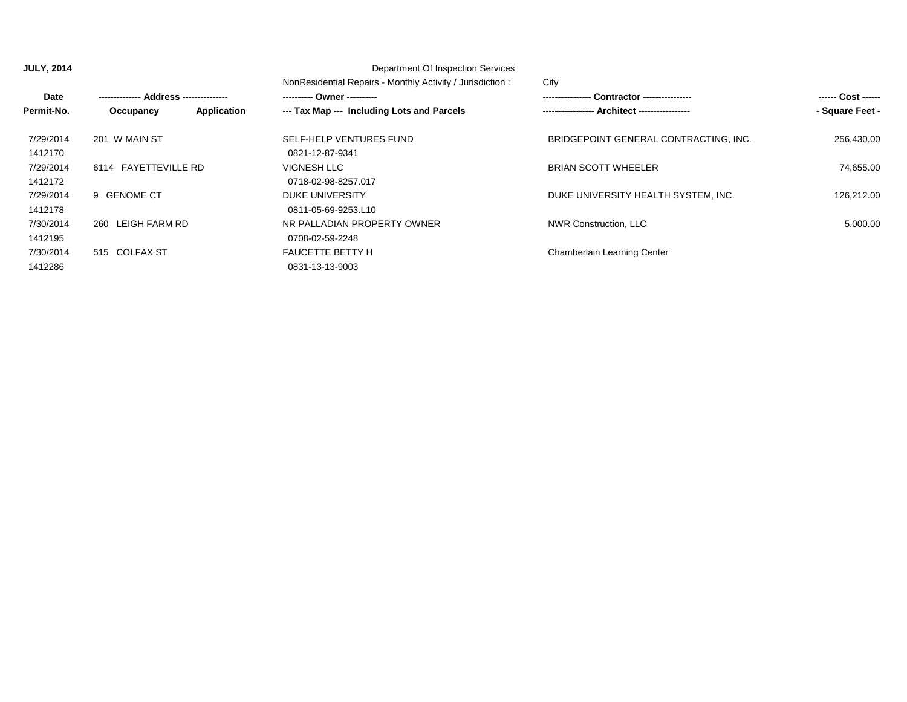JULY, 2014

Department Of Inspection Services

NonResidential Repairs - Monthly Activity / Jurisdiction : City

| Date / Permit-No. | Address / Occupancy / Application | Owner / Tax Map --- Including Lots and Parcels | Contractor / Architect | Cost / Square Feet |
|---|---|---|---|---|
| 7/29/2014<br>1412170 | 201 W MAIN ST | SELF-HELP VENTURES FUND<br>0821-12-87-9341 | BRIDGEPOINT GENERAL CONTRACTING, INC. | 256,430.00 |
| 7/29/2014<br>1412172 | 6114 FAYETTEVILLE RD | VIGNESH LLC<br>0718-02-98-8257.017 | BRIAN SCOTT WHEELER | 74,655.00 |
| 7/29/2014<br>1412178 | 9 GENOME CT | DUKE UNIVERSITY<br>0811-05-69-9253.L10 | DUKE UNIVERSITY HEALTH SYSTEM, INC. | 126,212.00 |
| 7/30/2014<br>1412195 | 260 LEIGH FARM RD | NR PALLADIAN PROPERTY OWNER<br>0708-02-59-2248 | NWR Construction, LLC | 5,000.00 |
| 7/30/2014<br>1412286 | 515 COLFAX ST | FAUCETTE BETTY H<br>0831-13-13-9003 | Chamberlain Learning Center | |